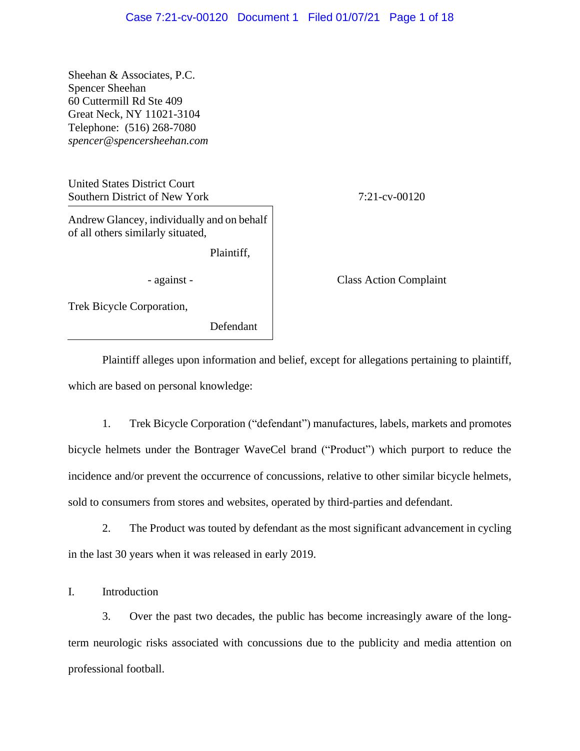Sheehan & Associates, P.C.
Spencer Sheehan
60 Cuttermill Rd Ste 409
Great Neck, NY 11021-3104
Telephone: (516) 268-7080
*spencer@spencersheehan.com*

United States District Court
Southern District of New York

7:21-cv-00120

Andrew Glancey, individually and on behalf of all others similarly situated,

Plaintiff,

- against -

Class Action Complaint

Trek Bicycle Corporation,

Defendant

Plaintiff alleges upon information and belief, except for allegations pertaining to plaintiff, which are based on personal knowledge:

1. Trek Bicycle Corporation ("defendant") manufactures, labels, markets and promotes bicycle helmets under the Bontrager WaveCel brand ("Product") which purport to reduce the incidence and/or prevent the occurrence of concussions, relative to other similar bicycle helmets, sold to consumers from stores and websites, operated by third-parties and defendant.

2. The Product was touted by defendant as the most significant advancement in cycling in the last 30 years when it was released in early 2019.

## I. Introduction

3. Over the past two decades, the public has become increasingly aware of the long-term neurologic risks associated with concussions due to the publicity and media attention on professional football.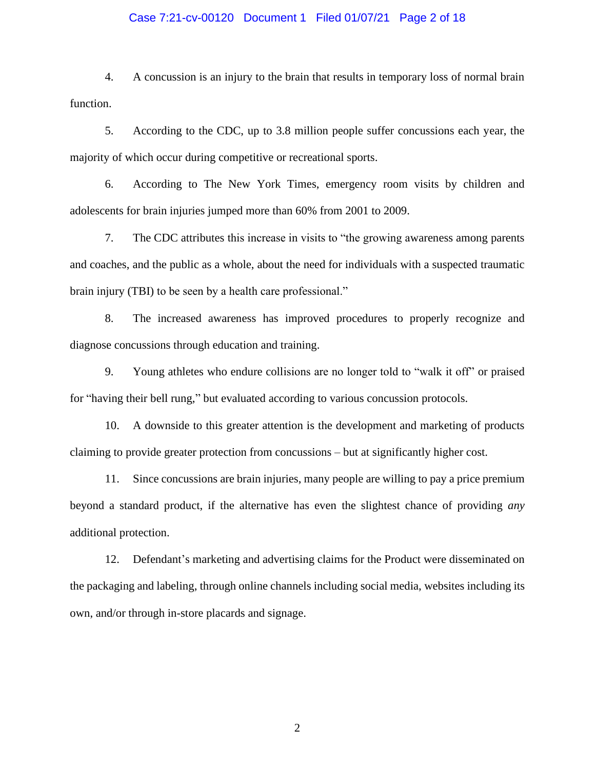4. A concussion is an injury to the brain that results in temporary loss of normal brain function.

5. According to the CDC, up to 3.8 million people suffer concussions each year, the majority of which occur during competitive or recreational sports.

6. According to The New York Times, emergency room visits by children and adolescents for brain injuries jumped more than 60% from 2001 to 2009.

7. The CDC attributes this increase in visits to "the growing awareness among parents and coaches, and the public as a whole, about the need for individuals with a suspected traumatic brain injury (TBI) to be seen by a health care professional."

8. The increased awareness has improved procedures to properly recognize and diagnose concussions through education and training.

9. Young athletes who endure collisions are no longer told to "walk it off" or praised for "having their bell rung," but evaluated according to various concussion protocols.

10. A downside to this greater attention is the development and marketing of products claiming to provide greater protection from concussions – but at significantly higher cost.

11. Since concussions are brain injuries, many people are willing to pay a price premium beyond a standard product, if the alternative has even the slightest chance of providing *any* additional protection.

12. Defendant's marketing and advertising claims for the Product were disseminated on the packaging and labeling, through online channels including social media, websites including its own, and/or through in-store placards and signage.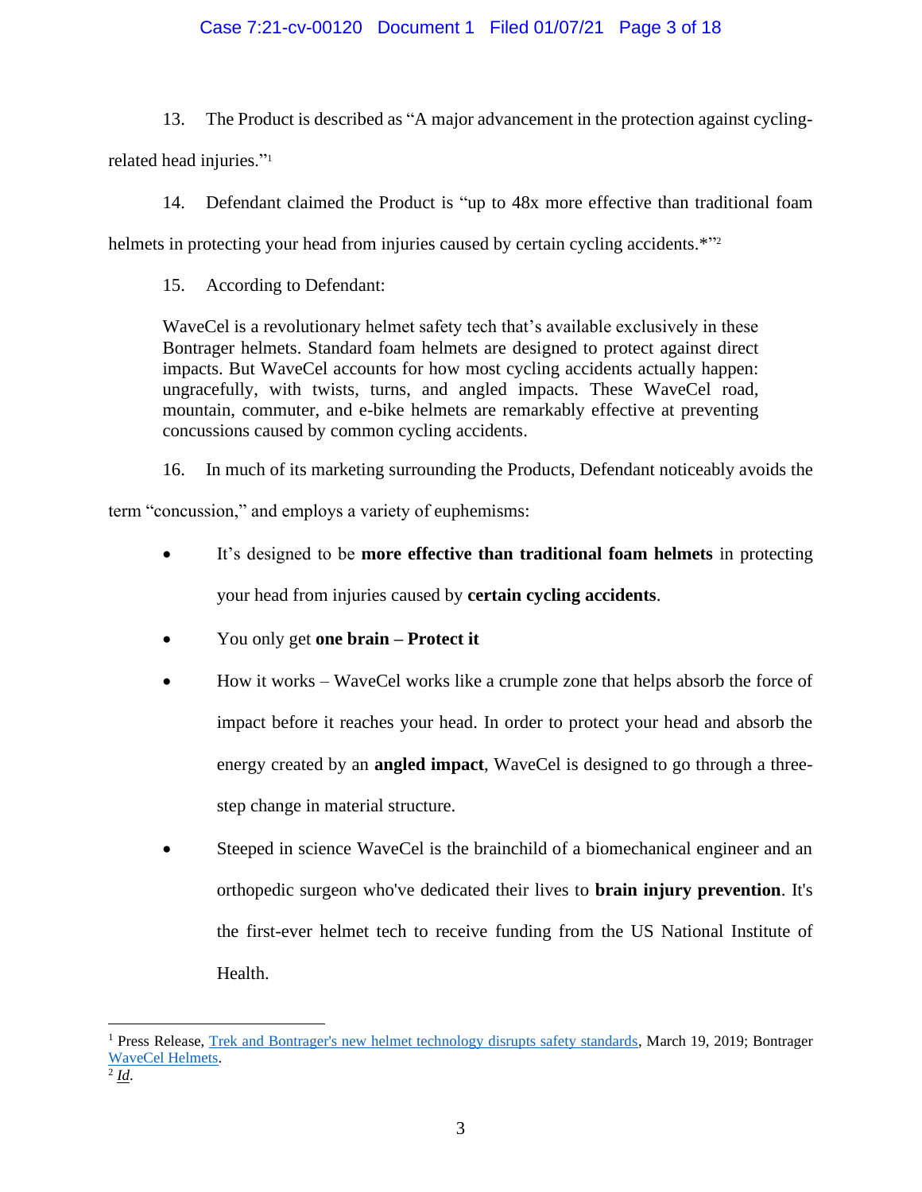13. The Product is described as "A major advancement in the protection against cycling-related head injuries."[1]

14. Defendant claimed the Product is "up to 48x more effective than traditional foam helmets in protecting your head from injuries caused by certain cycling accidents.*"[2]

15. According to Defendant:

> WaveCel is a revolutionary helmet safety tech that's available exclusively in these Bontrager helmets. Standard foam helmets are designed to protect against direct impacts. But WaveCel accounts for how most cycling accidents actually happen: ungracefully, with twists, turns, and angled impacts. These WaveCel road, mountain, commuter, and e-bike helmets are remarkably effective at preventing concussions caused by common cycling accidents.

16. In much of its marketing surrounding the Products, Defendant noticeably avoids the term "concussion," and employs a variety of euphemisms:

- It's designed to be **more effective than traditional foam helmets** in protecting your head from injuries caused by **certain cycling accidents**.
- You only get **one brain – Protect it**
- How it works – WaveCel works like a crumple zone that helps absorb the force of impact before it reaches your head. In order to protect your head and absorb the energy created by an **angled impact**, WaveCel is designed to go through a three-step change in material structure.
- Steeped in science WaveCel is the brainchild of a biomechanical engineer and an orthopedic surgeon who've dedicated their lives to **brain injury prevention**. It's the first-ever helmet tech to receive funding from the US National Institute of Health.

---

[1] Press Release, Trek and Bontrager's new helmet technology disrupts safety standards, March 19, 2019; Bontrager WaveCel Helmets.

[2] *Id*.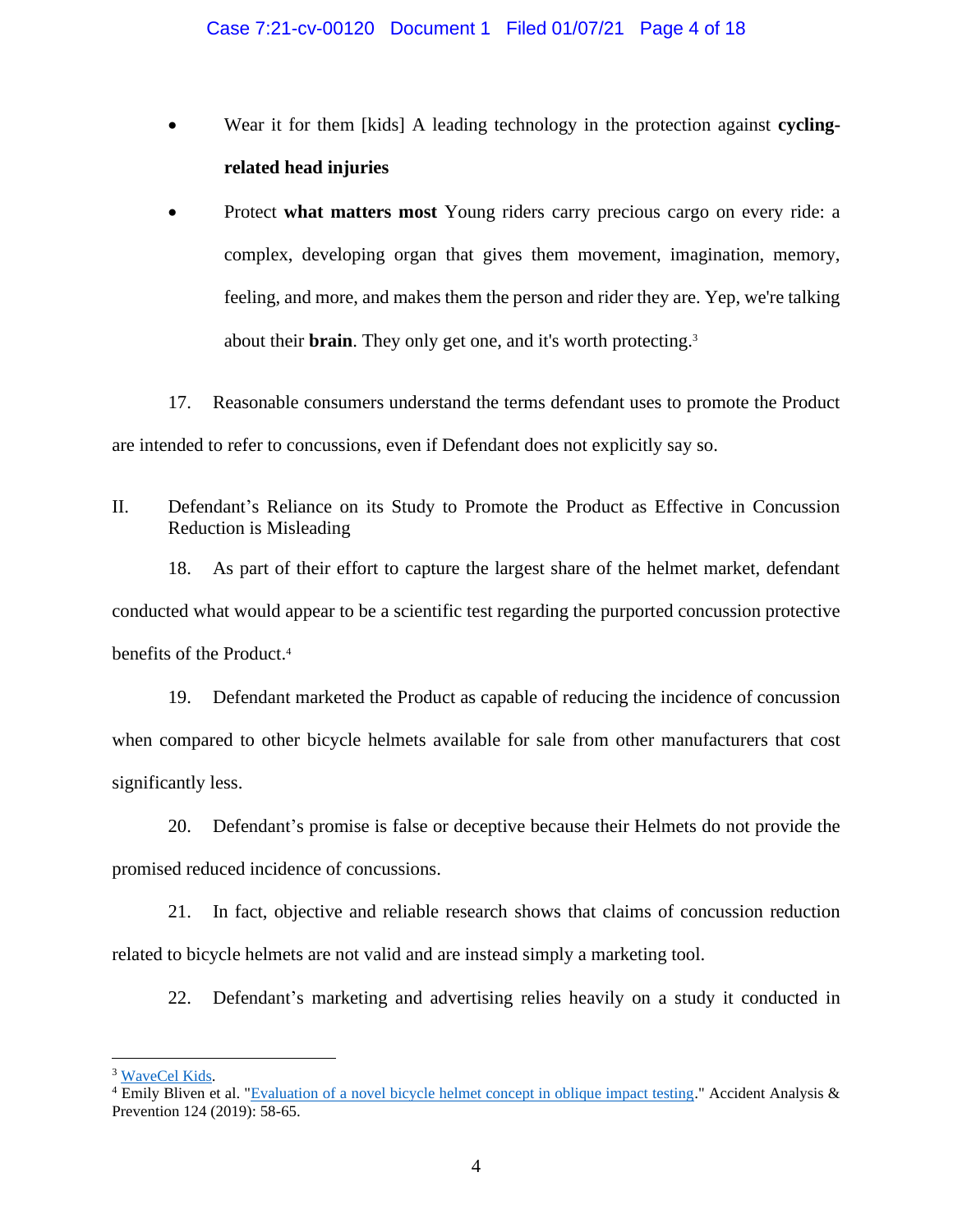- Wear it for them [kids] A leading technology in the protection against **cycling-related head injuries**
- Protect **what matters most** Young riders carry precious cargo on every ride: a complex, developing organ that gives them movement, imagination, memory, feeling, and more, and makes them the person and rider they are. Yep, we're talking about their **brain**. They only get one, and it's worth protecting.[3]

17. Reasonable consumers understand the terms defendant uses to promote the Product are intended to refer to concussions, even if Defendant does not explicitly say so.

## II. Defendant's Reliance on its Study to Promote the Product as Effective in Concussion Reduction is Misleading

18. As part of their effort to capture the largest share of the helmet market, defendant conducted what would appear to be a scientific test regarding the purported concussion protective benefits of the Product.[4]

19. Defendant marketed the Product as capable of reducing the incidence of concussion when compared to other bicycle helmets available for sale from other manufacturers that cost significantly less.

20. Defendant's promise is false or deceptive because their Helmets do not provide the promised reduced incidence of concussions.

21. In fact, objective and reliable research shows that claims of concussion reduction related to bicycle helmets are not valid and are instead simply a marketing tool.

22. Defendant's marketing and advertising relies heavily on a study it conducted in

---

[3] WaveCel Kids.

[4] Emily Bliven et al. "Evaluation of a novel bicycle helmet concept in oblique impact testing." Accident Analysis & Prevention 124 (2019): 58-65.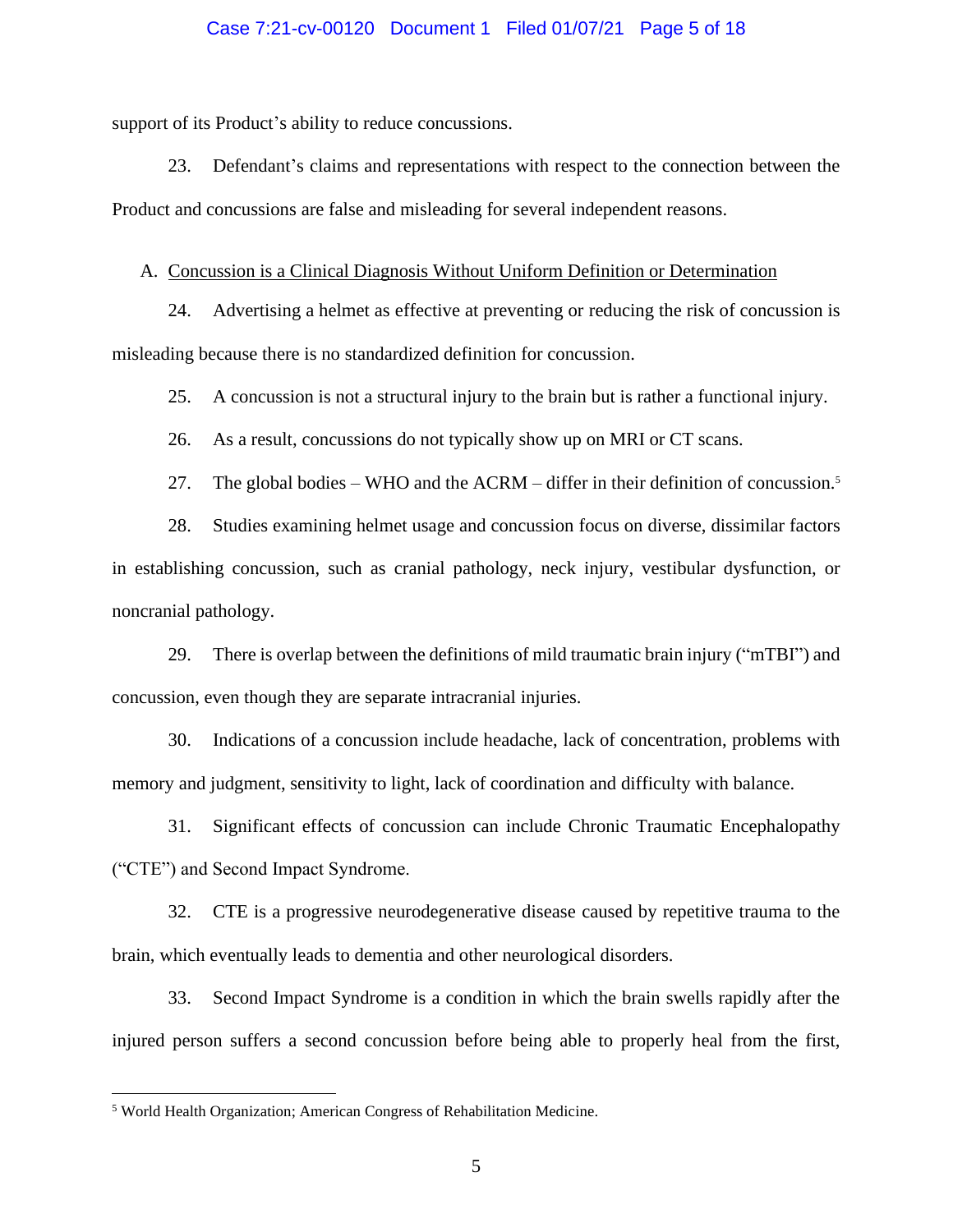support of its Product's ability to reduce concussions.

23. Defendant's claims and representations with respect to the connection between the Product and concussions are false and misleading for several independent reasons.

A. <u>Concussion is a Clinical Diagnosis Without Uniform Definition or Determination</u>

24. Advertising a helmet as effective at preventing or reducing the risk of concussion is misleading because there is no standardized definition for concussion.

25. A concussion is not a structural injury to the brain but is rather a functional injury.

26. As a result, concussions do not typically show up on MRI or CT scans.

27. The global bodies – WHO and the ACRM – differ in their definition of concussion.[5]

28. Studies examining helmet usage and concussion focus on diverse, dissimilar factors in establishing concussion, such as cranial pathology, neck injury, vestibular dysfunction, or noncranial pathology.

29. There is overlap between the definitions of mild traumatic brain injury ("mTBI") and concussion, even though they are separate intracranial injuries.

30. Indications of a concussion include headache, lack of concentration, problems with memory and judgment, sensitivity to light, lack of coordination and difficulty with balance.

31. Significant effects of concussion can include Chronic Traumatic Encephalopathy ("CTE") and Second Impact Syndrome.

32. CTE is a progressive neurodegenerative disease caused by repetitive trauma to the brain, which eventually leads to dementia and other neurological disorders.

33. Second Impact Syndrome is a condition in which the brain swells rapidly after the injured person suffers a second concussion before being able to properly heal from the first,

---

[5] World Health Organization; American Congress of Rehabilitation Medicine.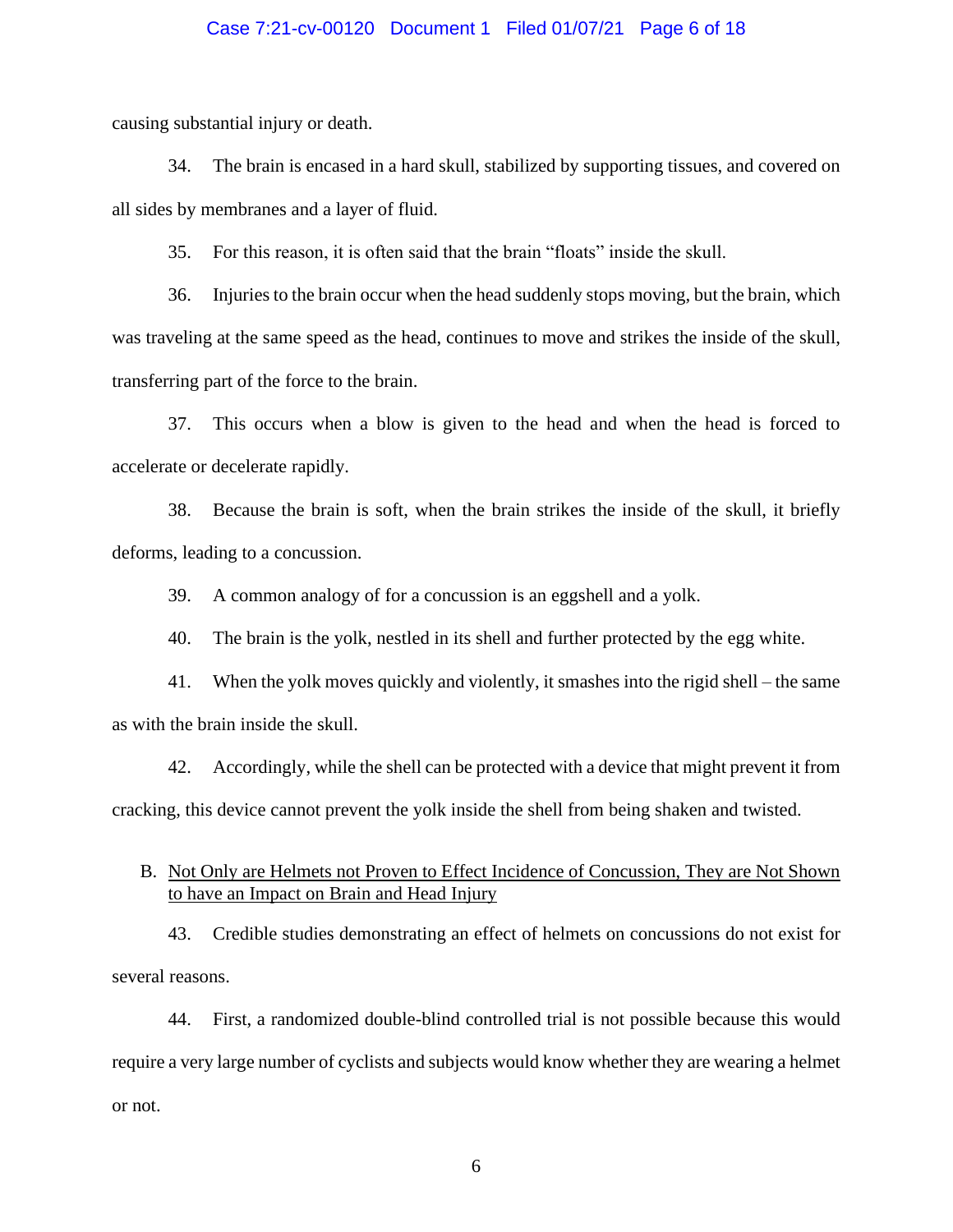causing substantial injury or death.

34. The brain is encased in a hard skull, stabilized by supporting tissues, and covered on all sides by membranes and a layer of fluid.

35. For this reason, it is often said that the brain "floats" inside the skull.

36. Injuries to the brain occur when the head suddenly stops moving, but the brain, which was traveling at the same speed as the head, continues to move and strikes the inside of the skull, transferring part of the force to the brain.

37. This occurs when a blow is given to the head and when the head is forced to accelerate or decelerate rapidly.

38. Because the brain is soft, when the brain strikes the inside of the skull, it briefly deforms, leading to a concussion.

39. A common analogy of for a concussion is an eggshell and a yolk.

40. The brain is the yolk, nestled in its shell and further protected by the egg white.

41. When the yolk moves quickly and violently, it smashes into the rigid shell – the same as with the brain inside the skull.

42. Accordingly, while the shell can be protected with a device that might prevent it from cracking, this device cannot prevent the yolk inside the shell from being shaken and twisted.

B. <u>Not Only are Helmets not Proven to Effect Incidence of Concussion, They are Not Shown to have an Impact on Brain and Head Injury</u>

43. Credible studies demonstrating an effect of helmets on concussions do not exist for several reasons.

44. First, a randomized double-blind controlled trial is not possible because this would require a very large number of cyclists and subjects would know whether they are wearing a helmet or not.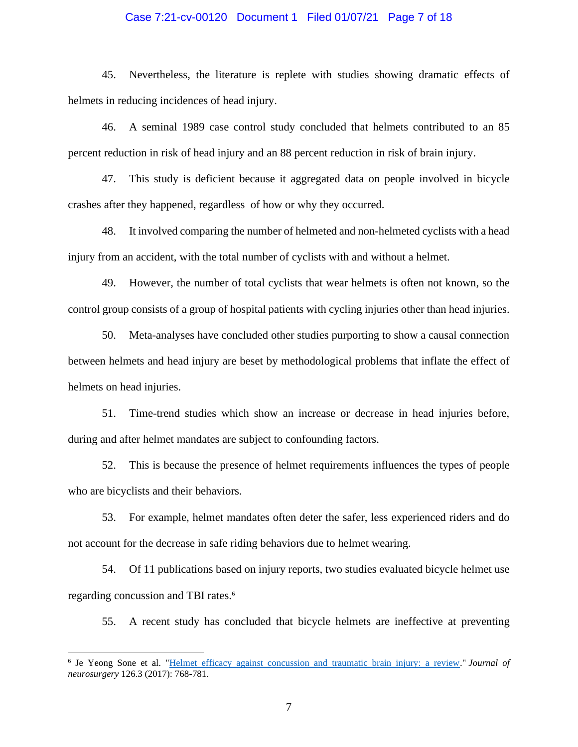45. Nevertheless, the literature is replete with studies showing dramatic effects of helmets in reducing incidences of head injury.

46. A seminal 1989 case control study concluded that helmets contributed to an 85 percent reduction in risk of head injury and an 88 percent reduction in risk of brain injury.

47. This study is deficient because it aggregated data on people involved in bicycle crashes after they happened, regardless of how or why they occurred.

48. It involved comparing the number of helmeted and non-helmeted cyclists with a head injury from an accident, with the total number of cyclists with and without a helmet.

49. However, the number of total cyclists that wear helmets is often not known, so the control group consists of a group of hospital patients with cycling injuries other than head injuries.

50. Meta-analyses have concluded other studies purporting to show a causal connection between helmets and head injury are beset by methodological problems that inflate the effect of helmets on head injuries.

51. Time-trend studies which show an increase or decrease in head injuries before, during and after helmet mandates are subject to confounding factors.

52. This is because the presence of helmet requirements influences the types of people who are bicyclists and their behaviors.

53. For example, helmet mandates often deter the safer, less experienced riders and do not account for the decrease in safe riding behaviors due to helmet wearing.

54. Of 11 publications based on injury reports, two studies evaluated bicycle helmet use regarding concussion and TBI rates.[6]

55. A recent study has concluded that bicycle helmets are ineffective at preventing

---

[6] Je Yeong Sone et al. "Helmet efficacy against concussion and traumatic brain injury: a review." *Journal of neurosurgery* 126.3 (2017): 768-781.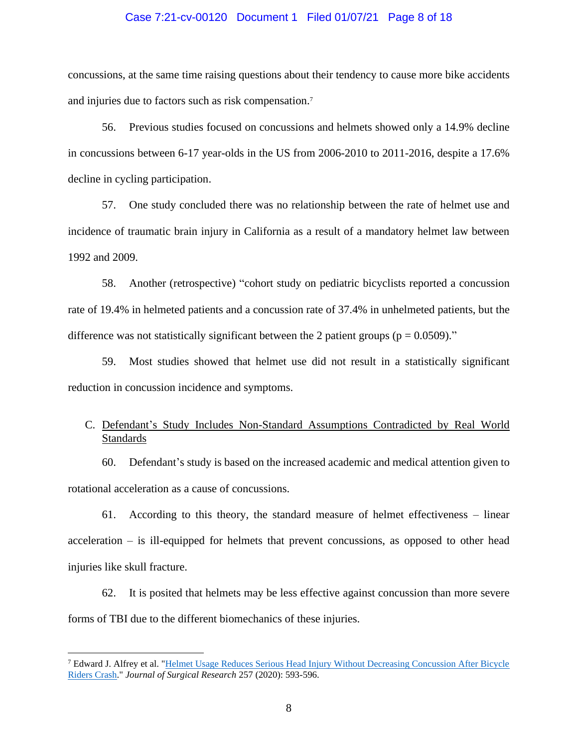concussions, at the same time raising questions about their tendency to cause more bike accidents and injuries due to factors such as risk compensation.[7]

56. Previous studies focused on concussions and helmets showed only a 14.9% decline in concussions between 6-17 year-olds in the US from 2006-2010 to 2011-2016, despite a 17.6% decline in cycling participation.

57. One study concluded there was no relationship between the rate of helmet use and incidence of traumatic brain injury in California as a result of a mandatory helmet law between 1992 and 2009.

58. Another (retrospective) "cohort study on pediatric bicyclists reported a concussion rate of 19.4% in helmeted patients and a concussion rate of 37.4% in unhelmeted patients, but the difference was not statistically significant between the 2 patient groups ($p = 0.0509$)."

59. Most studies showed that helmet use did not result in a statistically significant reduction in concussion incidence and symptoms.

C. Defendant's Study Includes Non-Standard Assumptions Contradicted by Real World Standards

60. Defendant's study is based on the increased academic and medical attention given to rotational acceleration as a cause of concussions.

61. According to this theory, the standard measure of helmet effectiveness – linear acceleration – is ill-equipped for helmets that prevent concussions, as opposed to other head injuries like skull fracture.

62. It is posited that helmets may be less effective against concussion than more severe forms of TBI due to the different biomechanics of these injuries.

---

[7] Edward J. Alfrey et al. "Helmet Usage Reduces Serious Head Injury Without Decreasing Concussion After Bicycle Riders Crash." *Journal of Surgical Research* 257 (2020): 593-596.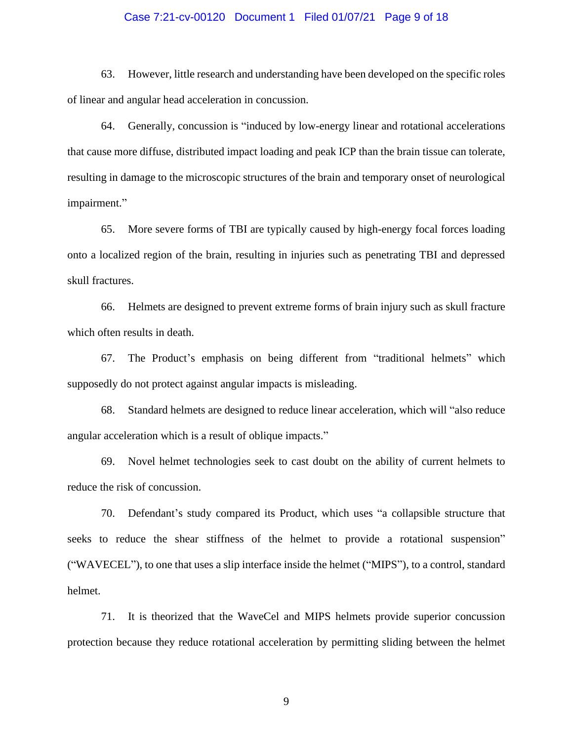63. However, little research and understanding have been developed on the specific roles of linear and angular head acceleration in concussion.

64. Generally, concussion is "induced by low-energy linear and rotational accelerations that cause more diffuse, distributed impact loading and peak ICP than the brain tissue can tolerate, resulting in damage to the microscopic structures of the brain and temporary onset of neurological impairment."

65. More severe forms of TBI are typically caused by high-energy focal forces loading onto a localized region of the brain, resulting in injuries such as penetrating TBI and depressed skull fractures.

66. Helmets are designed to prevent extreme forms of brain injury such as skull fracture which often results in death.

67. The Product's emphasis on being different from "traditional helmets" which supposedly do not protect against angular impacts is misleading.

68. Standard helmets are designed to reduce linear acceleration, which will "also reduce angular acceleration which is a result of oblique impacts."

69. Novel helmet technologies seek to cast doubt on the ability of current helmets to reduce the risk of concussion.

70. Defendant's study compared its Product, which uses "a collapsible structure that seeks to reduce the shear stiffness of the helmet to provide a rotational suspension" ("WAVECEL"), to one that uses a slip interface inside the helmet ("MIPS"), to a control, standard helmet.

71. It is theorized that the WaveCel and MIPS helmets provide superior concussion protection because they reduce rotational acceleration by permitting sliding between the helmet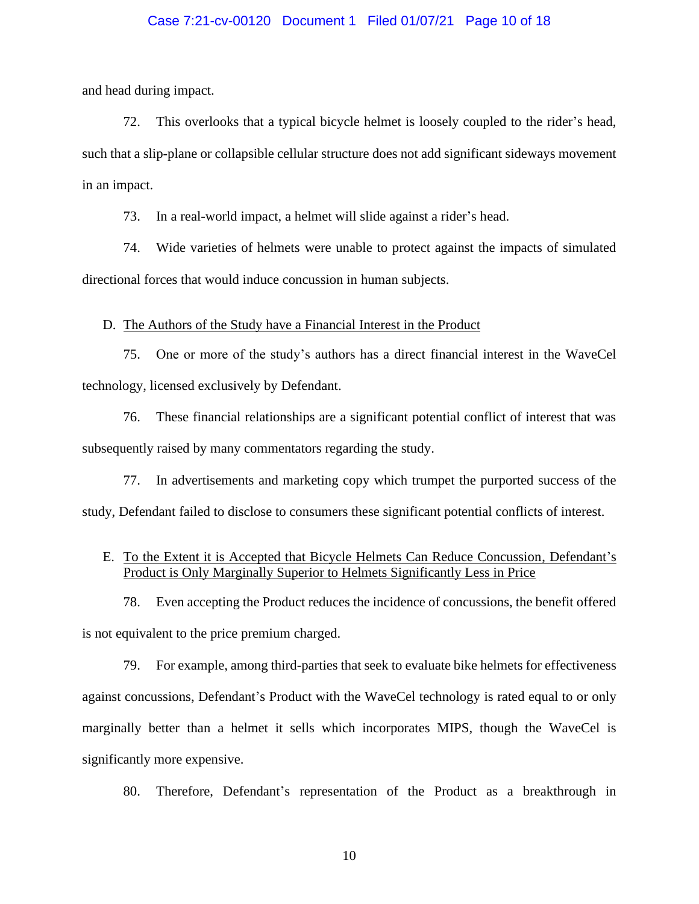and head during impact.

72. This overlooks that a typical bicycle helmet is loosely coupled to the rider's head, such that a slip-plane or collapsible cellular structure does not add significant sideways movement in an impact.

73. In a real-world impact, a helmet will slide against a rider's head.

74. Wide varieties of helmets were unable to protect against the impacts of simulated directional forces that would induce concussion in human subjects.

D. <u>The Authors of the Study have a Financial Interest in the Product</u>

75. One or more of the study's authors has a direct financial interest in the WaveCel technology, licensed exclusively by Defendant.

76. These financial relationships are a significant potential conflict of interest that was subsequently raised by many commentators regarding the study.

77. In advertisements and marketing copy which trumpet the purported success of the study, Defendant failed to disclose to consumers these significant potential conflicts of interest.

E. <u>To the Extent it is Accepted that Bicycle Helmets Can Reduce Concussion, Defendant's Product is Only Marginally Superior to Helmets Significantly Less in Price</u>

78. Even accepting the Product reduces the incidence of concussions, the benefit offered is not equivalent to the price premium charged.

79. For example, among third-parties that seek to evaluate bike helmets for effectiveness against concussions, Defendant's Product with the WaveCel technology is rated equal to or only marginally better than a helmet it sells which incorporates MIPS, though the WaveCel is significantly more expensive.

80. Therefore, Defendant's representation of the Product as a breakthrough in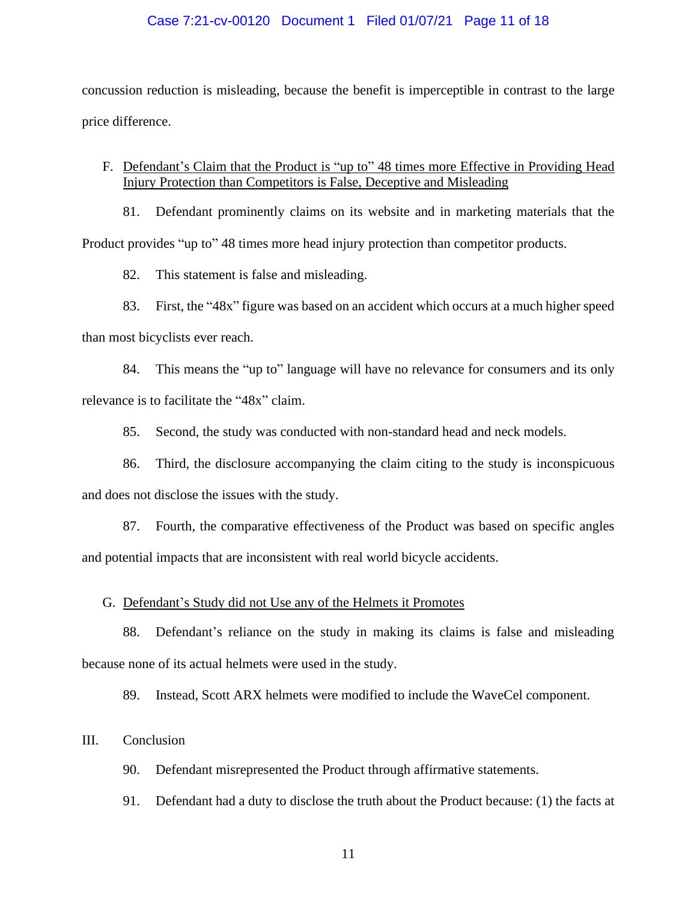concussion reduction is misleading, because the benefit is imperceptible in contrast to the large price difference.

F. Defendant's Claim that the Product is "up to" 48 times more Effective in Providing Head Injury Protection than Competitors is False, Deceptive and Misleading

81. Defendant prominently claims on its website and in marketing materials that the Product provides "up to" 48 times more head injury protection than competitor products.

82. This statement is false and misleading.

83. First, the "48x" figure was based on an accident which occurs at a much higher speed than most bicyclists ever reach.

84. This means the "up to" language will have no relevance for consumers and its only relevance is to facilitate the "48x" claim.

85. Second, the study was conducted with non-standard head and neck models.

86. Third, the disclosure accompanying the claim citing to the study is inconspicuous and does not disclose the issues with the study.

87. Fourth, the comparative effectiveness of the Product was based on specific angles and potential impacts that are inconsistent with real world bicycle accidents.

G. Defendant's Study did not Use any of the Helmets it Promotes

88. Defendant's reliance on the study in making its claims is false and misleading because none of its actual helmets were used in the study.

89. Instead, Scott ARX helmets were modified to include the WaveCel component.

III. Conclusion

90. Defendant misrepresented the Product through affirmative statements.

91. Defendant had a duty to disclose the truth about the Product because: (1) the facts at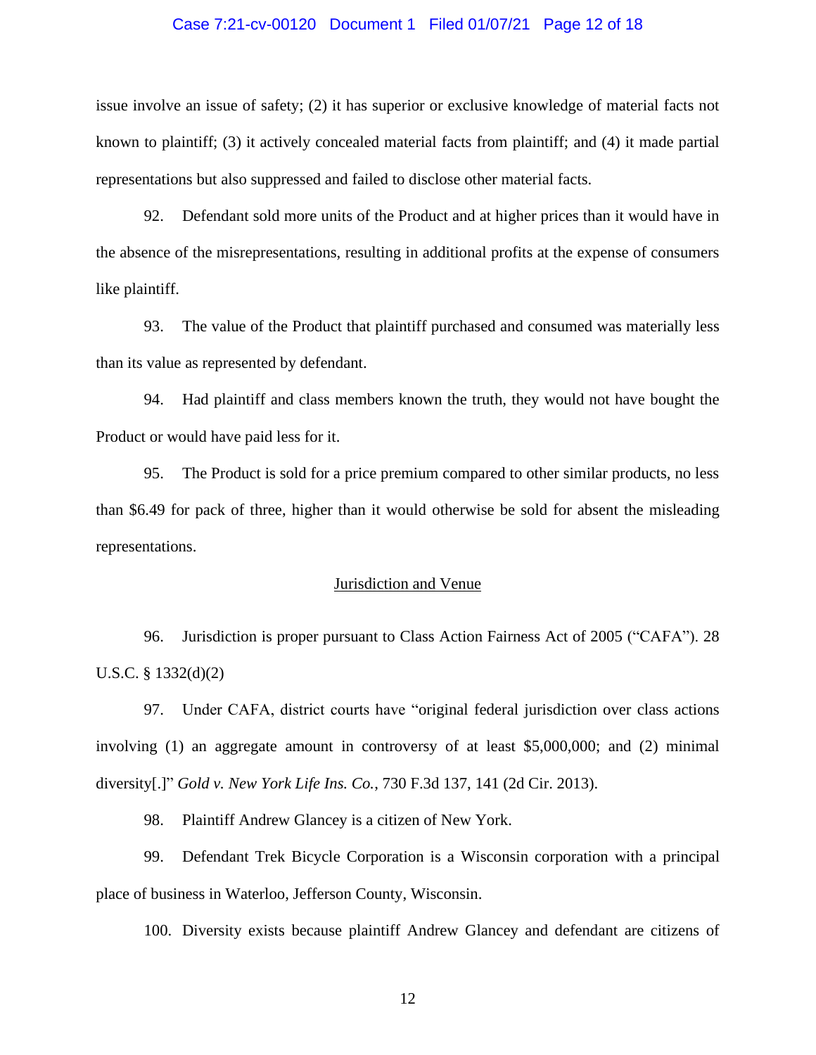issue involve an issue of safety; (2) it has superior or exclusive knowledge of material facts not known to plaintiff; (3) it actively concealed material facts from plaintiff; and (4) it made partial representations but also suppressed and failed to disclose other material facts.

92. Defendant sold more units of the Product and at higher prices than it would have in the absence of the misrepresentations, resulting in additional profits at the expense of consumers like plaintiff.

93. The value of the Product that plaintiff purchased and consumed was materially less than its value as represented by defendant.

94. Had plaintiff and class members known the truth, they would not have bought the Product or would have paid less for it.

95. The Product is sold for a price premium compared to other similar products, no less than $6.49 for pack of three, higher than it would otherwise be sold for absent the misleading representations.

## Jurisdiction and Venue

96. Jurisdiction is proper pursuant to Class Action Fairness Act of 2005 ("CAFA"). 28 U.S.C. § 1332(d)(2)

97. Under CAFA, district courts have "original federal jurisdiction over class actions involving (1) an aggregate amount in controversy of at least $5,000,000; and (2) minimal diversity[.]" *Gold v. New York Life Ins. Co.*, 730 F.3d 137, 141 (2d Cir. 2013).

98. Plaintiff Andrew Glancey is a citizen of New York.

99. Defendant Trek Bicycle Corporation is a Wisconsin corporation with a principal place of business in Waterloo, Jefferson County, Wisconsin.

100. Diversity exists because plaintiff Andrew Glancey and defendant are citizens of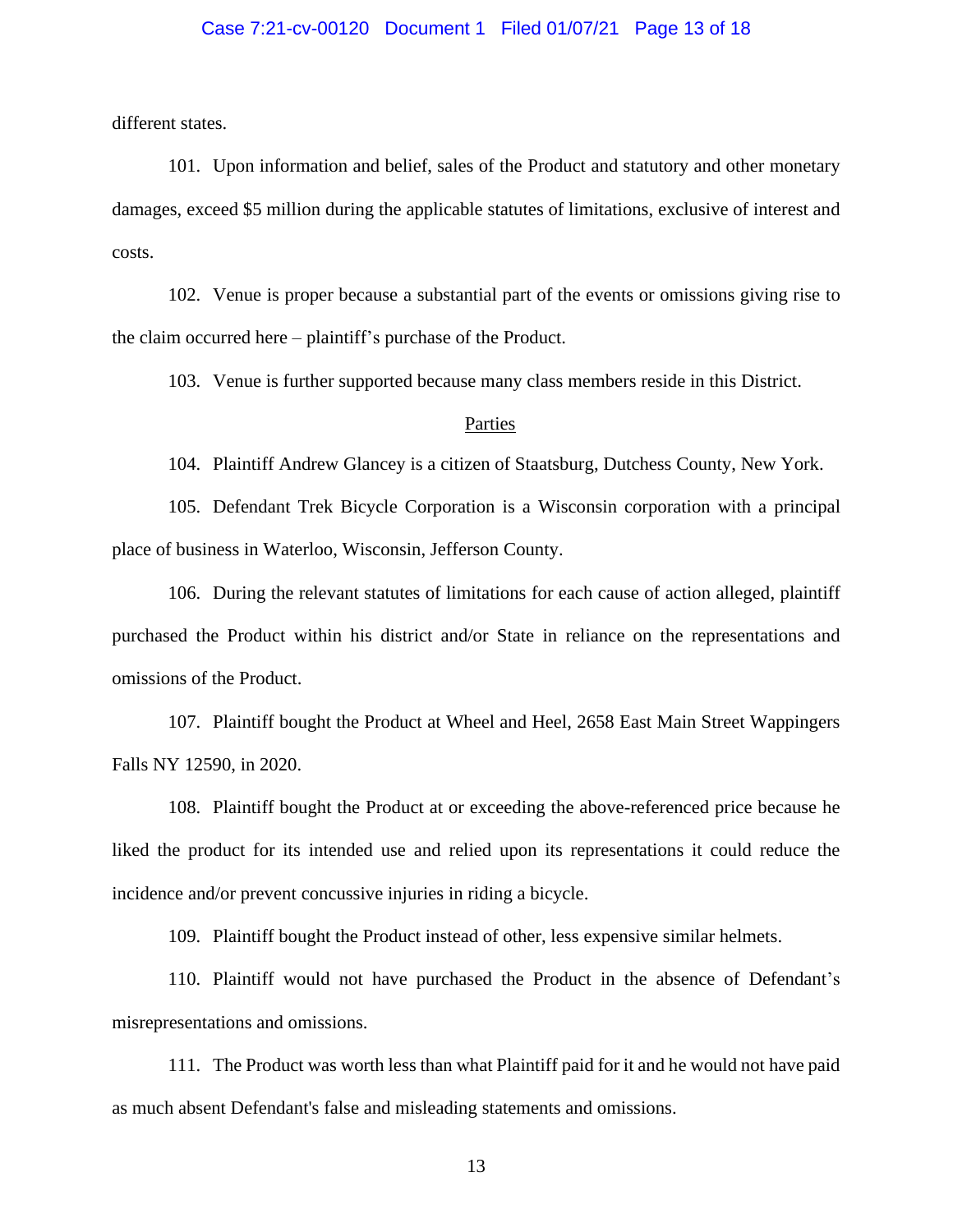different states.

101. Upon information and belief, sales of the Product and statutory and other monetary damages, exceed $5 million during the applicable statutes of limitations, exclusive of interest and costs.

102. Venue is proper because a substantial part of the events or omissions giving rise to the claim occurred here – plaintiff's purchase of the Product.

103. Venue is further supported because many class members reside in this District.

## Parties

104. Plaintiff Andrew Glancey is a citizen of Staatsburg, Dutchess County, New York.

105. Defendant Trek Bicycle Corporation is a Wisconsin corporation with a principal place of business in Waterloo, Wisconsin, Jefferson County.

106. During the relevant statutes of limitations for each cause of action alleged, plaintiff purchased the Product within his district and/or State in reliance on the representations and omissions of the Product.

107. Plaintiff bought the Product at Wheel and Heel, 2658 East Main Street Wappingers Falls NY 12590, in 2020.

108. Plaintiff bought the Product at or exceeding the above-referenced price because he liked the product for its intended use and relied upon its representations it could reduce the incidence and/or prevent concussive injuries in riding a bicycle.

109. Plaintiff bought the Product instead of other, less expensive similar helmets.

110. Plaintiff would not have purchased the Product in the absence of Defendant's misrepresentations and omissions.

111. The Product was worth less than what Plaintiff paid for it and he would not have paid as much absent Defendant's false and misleading statements and omissions.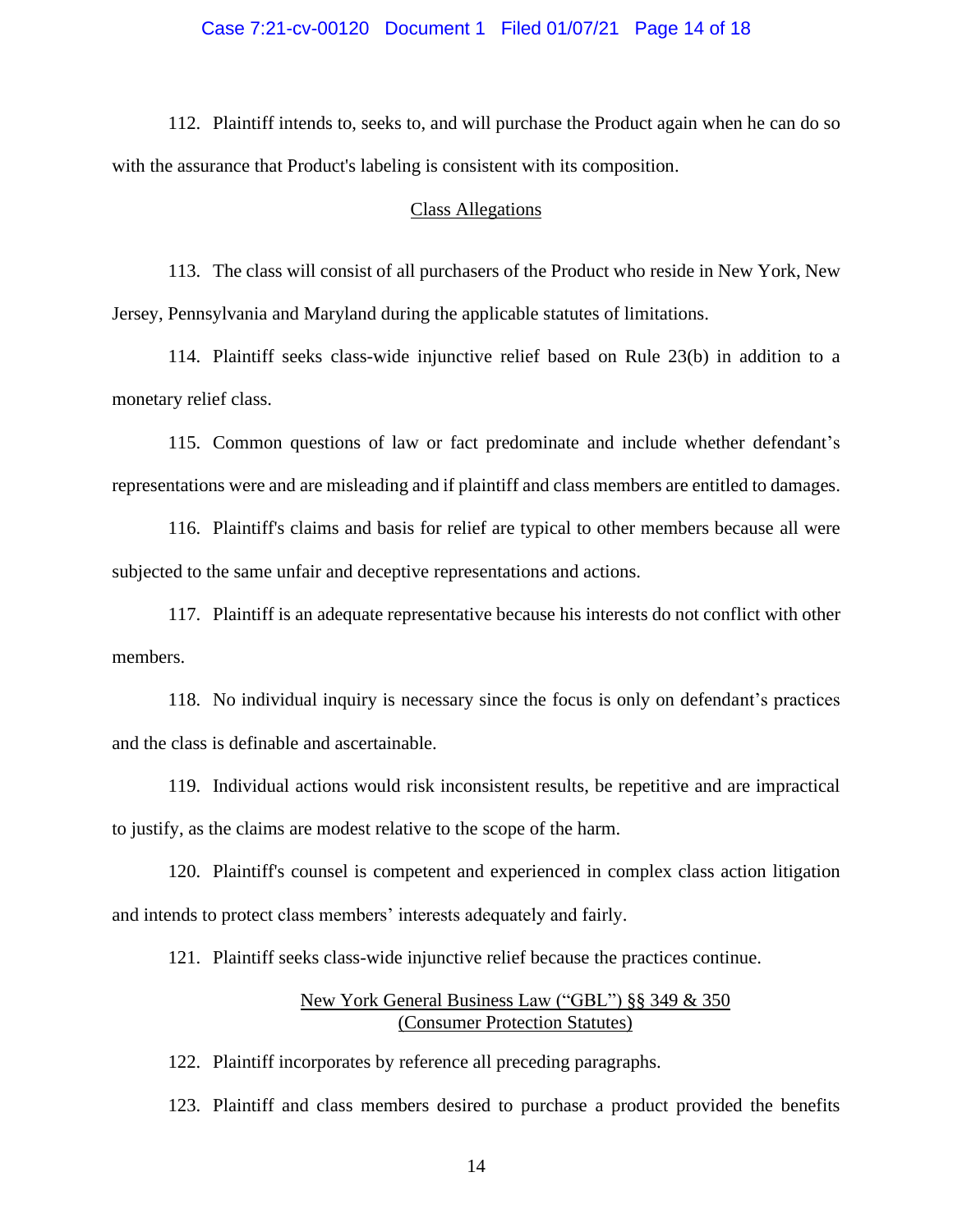112. Plaintiff intends to, seeks to, and will purchase the Product again when he can do so with the assurance that Product's labeling is consistent with its composition.

<u>Class Allegations</u>

113. The class will consist of all purchasers of the Product who reside in New York, New Jersey, Pennsylvania and Maryland during the applicable statutes of limitations.

114. Plaintiff seeks class-wide injunctive relief based on Rule 23(b) in addition to a monetary relief class.

115. Common questions of law or fact predominate and include whether defendant's representations were and are misleading and if plaintiff and class members are entitled to damages.

116. Plaintiff's claims and basis for relief are typical to other members because all were subjected to the same unfair and deceptive representations and actions.

117. Plaintiff is an adequate representative because his interests do not conflict with other members.

118. No individual inquiry is necessary since the focus is only on defendant's practices and the class is definable and ascertainable.

119. Individual actions would risk inconsistent results, be repetitive and are impractical to justify, as the claims are modest relative to the scope of the harm.

120. Plaintiff's counsel is competent and experienced in complex class action litigation and intends to protect class members' interests adequately and fairly.

121. Plaintiff seeks class-wide injunctive relief because the practices continue.

<u>New York General Business Law ("GBL") §§ 349 & 350</u>
<u>(Consumer Protection Statutes)</u>

122. Plaintiff incorporates by reference all preceding paragraphs.

123. Plaintiff and class members desired to purchase a product provided the benefits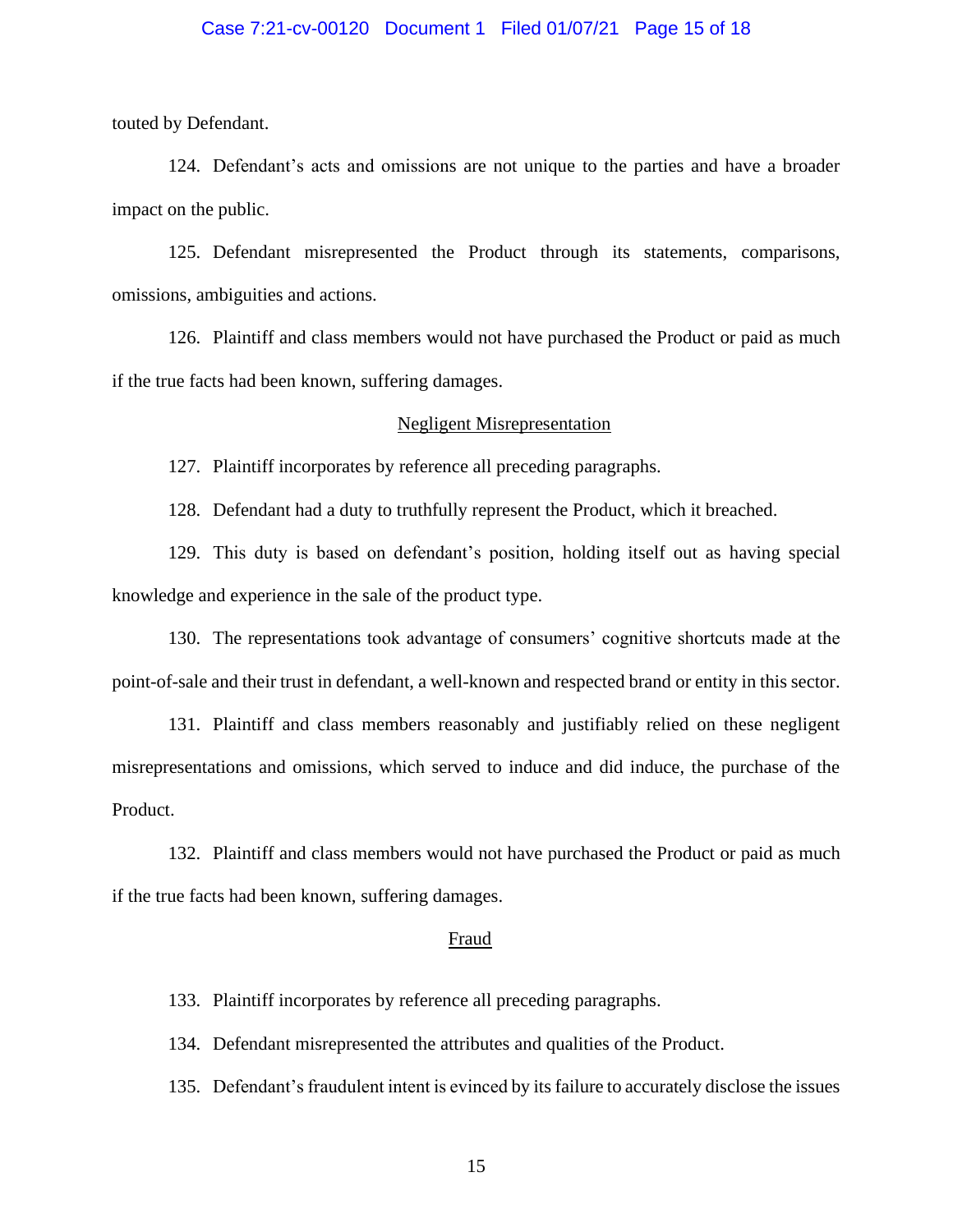touted by Defendant.

124. Defendant's acts and omissions are not unique to the parties and have a broader impact on the public.

125. Defendant misrepresented the Product through its statements, comparisons, omissions, ambiguities and actions.

126. Plaintiff and class members would not have purchased the Product or paid as much if the true facts had been known, suffering damages.

<u>Negligent Misrepresentation</u>

127. Plaintiff incorporates by reference all preceding paragraphs.

128. Defendant had a duty to truthfully represent the Product, which it breached.

129. This duty is based on defendant's position, holding itself out as having special knowledge and experience in the sale of the product type.

130. The representations took advantage of consumers' cognitive shortcuts made at the point-of-sale and their trust in defendant, a well-known and respected brand or entity in this sector.

131. Plaintiff and class members reasonably and justifiably relied on these negligent misrepresentations and omissions, which served to induce and did induce, the purchase of the Product.

132. Plaintiff and class members would not have purchased the Product or paid as much if the true facts had been known, suffering damages.

<u>Fraud</u>

133. Plaintiff incorporates by reference all preceding paragraphs.

134. Defendant misrepresented the attributes and qualities of the Product.

135. Defendant's fraudulent intent is evinced by its failure to accurately disclose the issues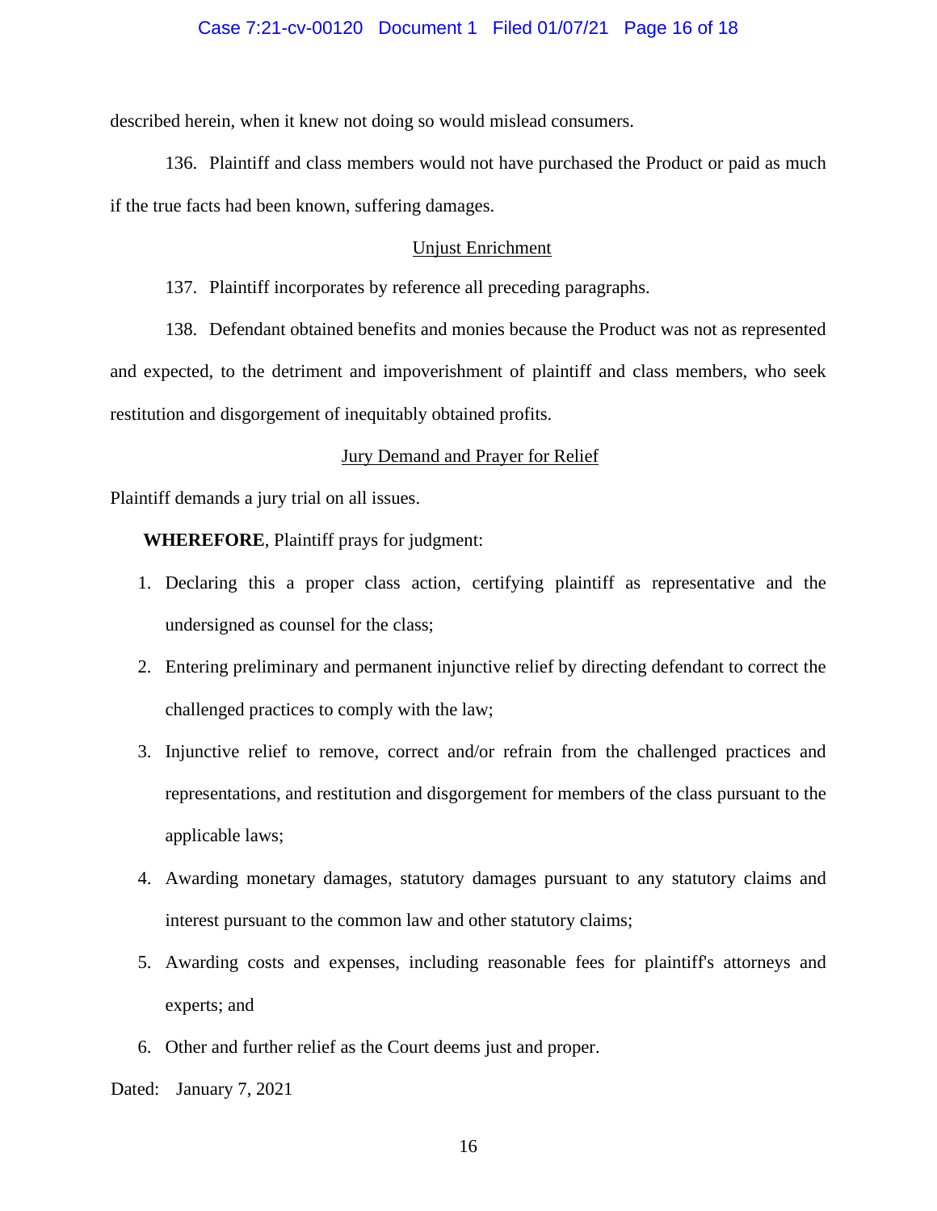described herein, when it knew not doing so would mislead consumers.

136. Plaintiff and class members would not have purchased the Product or paid as much if the true facts had been known, suffering damages.

Unjust Enrichment

137. Plaintiff incorporates by reference all preceding paragraphs.

138. Defendant obtained benefits and monies because the Product was not as represented and expected, to the detriment and impoverishment of plaintiff and class members, who seek restitution and disgorgement of inequitably obtained profits.

Jury Demand and Prayer for Relief

Plaintiff demands a jury trial on all issues.

**WHEREFORE**, Plaintiff prays for judgment:

1. Declaring this a proper class action, certifying plaintiff as representative and the undersigned as counsel for the class;
2. Entering preliminary and permanent injunctive relief by directing defendant to correct the challenged practices to comply with the law;
3. Injunctive relief to remove, correct and/or refrain from the challenged practices and representations, and restitution and disgorgement for members of the class pursuant to the applicable laws;
4. Awarding monetary damages, statutory damages pursuant to any statutory claims and interest pursuant to the common law and other statutory claims;
5. Awarding costs and expenses, including reasonable fees for plaintiff's attorneys and experts; and
6. Other and further relief as the Court deems just and proper.

Dated: January 7, 2021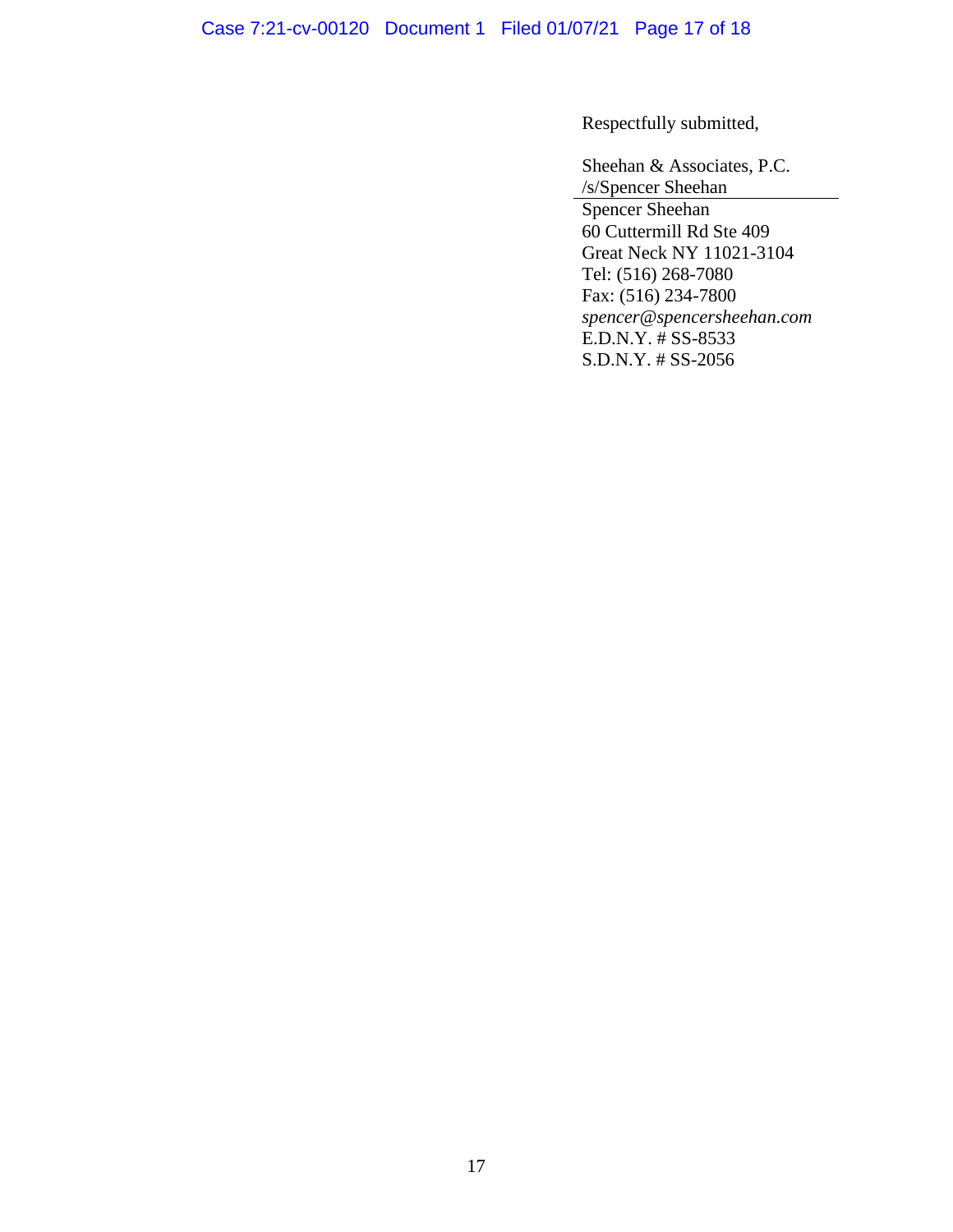Respectfully submitted,

Sheehan & Associates, P.C.
/s/Spencer Sheehan
Spencer Sheehan
60 Cuttermill Rd Ste 409
Great Neck NY 11021-3104
Tel: (516) 268-7080
Fax: (516) 234-7800
*spencer@spencersheehan.com*
E.D.N.Y. # SS-8533
S.D.N.Y. # SS-2056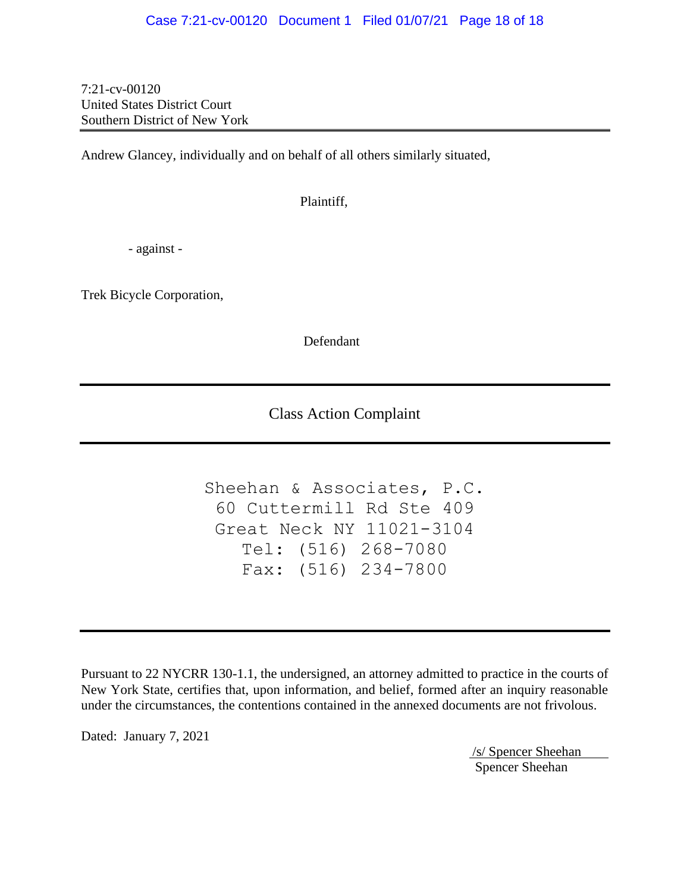7:21-cv-00120
United States District Court
Southern District of New York

---

Andrew Glancey, individually and on behalf of all others similarly situated,

Plaintiff,

- against -

Trek Bicycle Corporation,

Defendant

---

Class Action Complaint

---

Sheehan & Associates, P.C.
60 Cuttermill Rd Ste 409
Great Neck NY 11021-3104
Tel: (516) 268-7080
Fax: (516) 234-7800

---

Pursuant to 22 NYCRR 130-1.1, the undersigned, an attorney admitted to practice in the courts of New York State, certifies that, upon information, and belief, formed after an inquiry reasonable under the circumstances, the contentions contained in the annexed documents are not frivolous.

Dated: January 7, 2021

/s/ Spencer Sheehan
Spencer Sheehan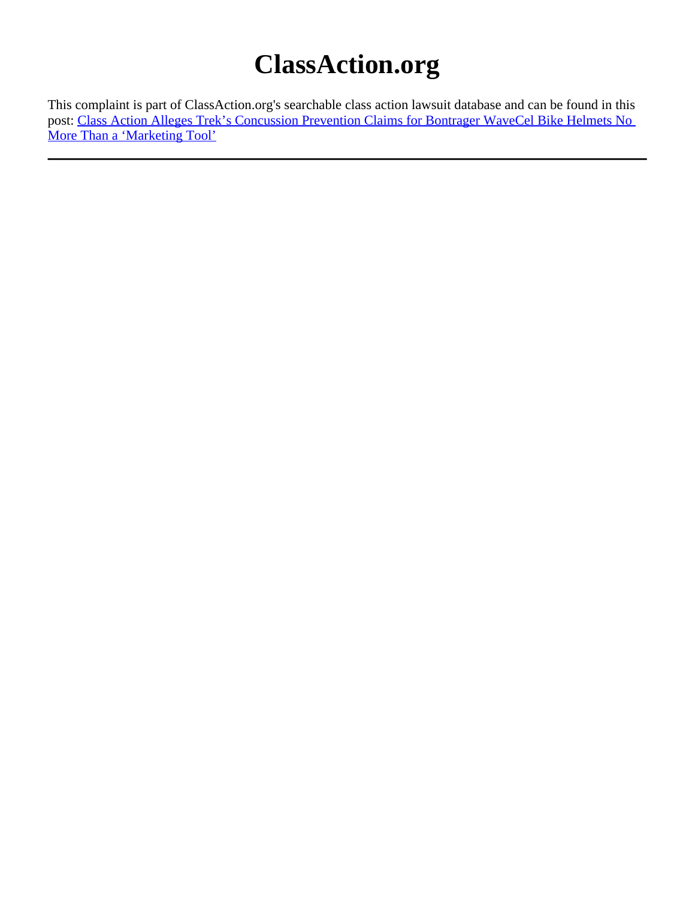# ClassAction.org

This complaint is part of ClassAction.org's searchable class action lawsuit database and can be found in this post: Class Action Alleges Trek's Concussion Prevention Claims for Bontrager WaveCel Bike Helmets No More Than a 'Marketing Tool'

---